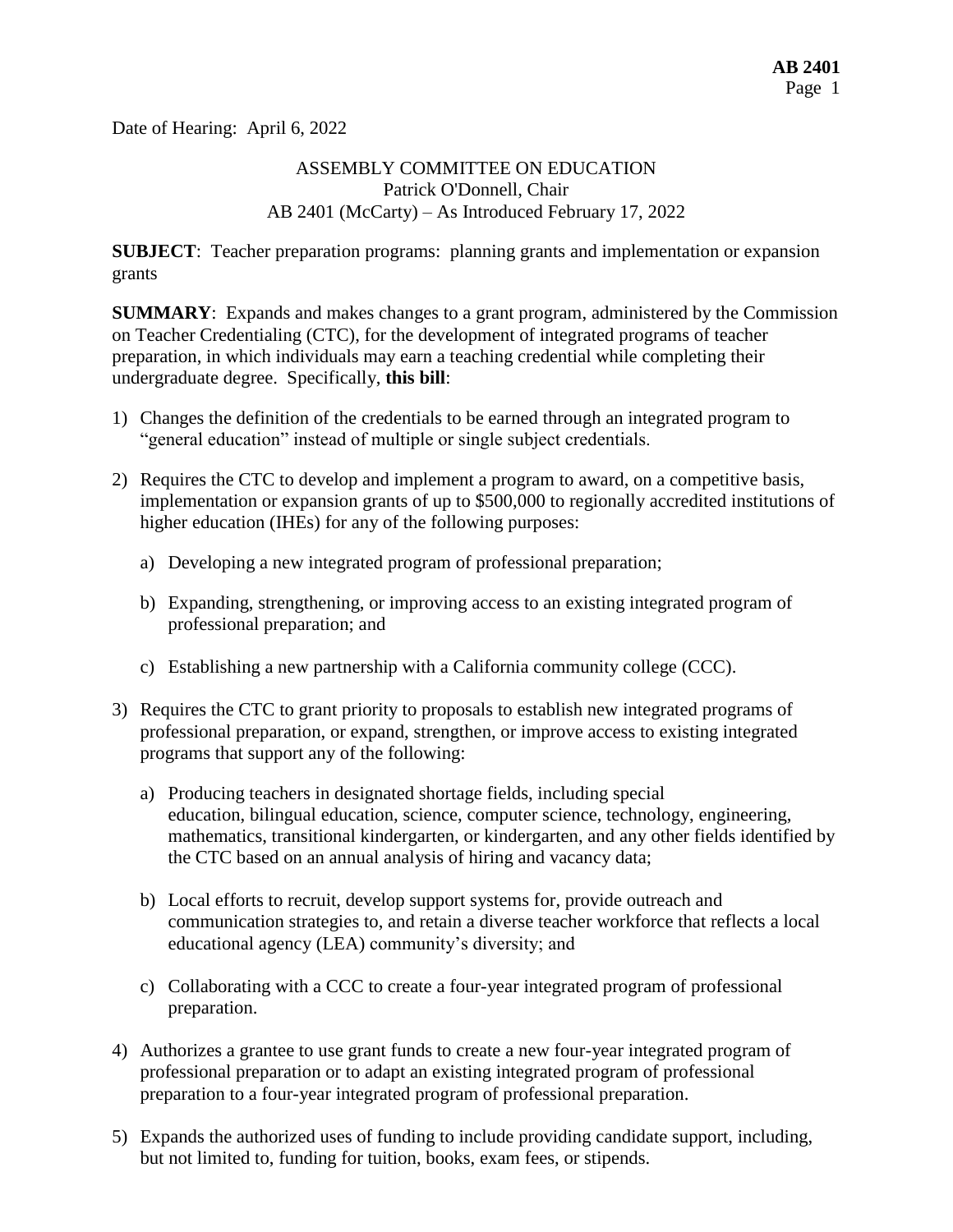Date of Hearing: April 6, 2022

ASSEMBLY COMMITTEE ON EDUCATION
Patrick O'Donnell, Chair
AB 2401 (McCarty) – As Introduced February 17, 2022

**SUBJECT**: Teacher preparation programs: planning grants and implementation or expansion grants

**SUMMARY**: Expands and makes changes to a grant program, administered by the Commission on Teacher Credentialing (CTC), for the development of integrated programs of teacher preparation, in which individuals may earn a teaching credential while completing their undergraduate degree. Specifically, **this bill**:

1) Changes the definition of the credentials to be earned through an integrated program to "general education" instead of multiple or single subject credentials.

2) Requires the CTC to develop and implement a program to award, on a competitive basis, implementation or expansion grants of up to $500,000 to regionally accredited institutions of higher education (IHEs) for any of the following purposes:

   a) Developing a new integrated program of professional preparation;

   b) Expanding, strengthening, or improving access to an existing integrated program of professional preparation; and

   c) Establishing a new partnership with a California community college (CCC).

3) Requires the CTC to grant priority to proposals to establish new integrated programs of professional preparation, or expand, strengthen, or improve access to existing integrated programs that support any of the following:

   a) Producing teachers in designated shortage fields, including special education, bilingual education, science, computer science, technology, engineering, mathematics, transitional kindergarten, or kindergarten, and any other fields identified by the CTC based on an annual analysis of hiring and vacancy data;

   b) Local efforts to recruit, develop support systems for, provide outreach and communication strategies to, and retain a diverse teacher workforce that reflects a local educational agency (LEA) community's diversity; and

   c) Collaborating with a CCC to create a four-year integrated program of professional preparation.

4) Authorizes a grantee to use grant funds to create a new four-year integrated program of professional preparation or to adapt an existing integrated program of professional preparation to a four-year integrated program of professional preparation.

5) Expands the authorized uses of funding to include providing candidate support, including, but not limited to, funding for tuition, books, exam fees, or stipends.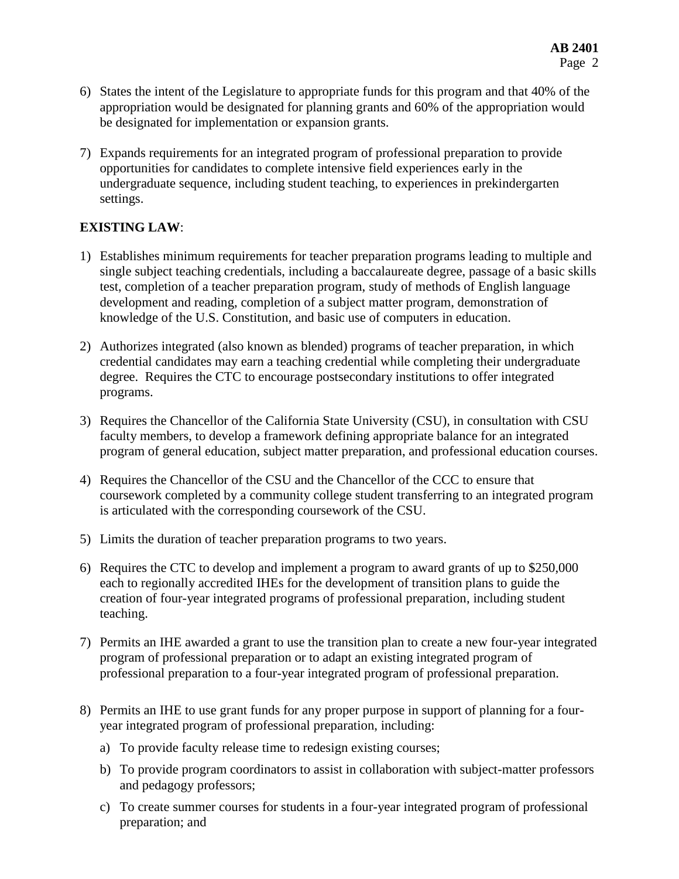6) States the intent of the Legislature to appropriate funds for this program and that 40% of the appropriation would be designated for planning grants and 60% of the appropriation would be designated for implementation or expansion grants.

7) Expands requirements for an integrated program of professional preparation to provide opportunities for candidates to complete intensive field experiences early in the undergraduate sequence, including student teaching, to experiences in prekindergarten settings.

**EXISTING LAW**:

1) Establishes minimum requirements for teacher preparation programs leading to multiple and single subject teaching credentials, including a baccalaureate degree, passage of a basic skills test, completion of a teacher preparation program, study of methods of English language development and reading, completion of a subject matter program, demonstration of knowledge of the U.S. Constitution, and basic use of computers in education.

2) Authorizes integrated (also known as blended) programs of teacher preparation, in which credential candidates may earn a teaching credential while completing their undergraduate degree. Requires the CTC to encourage postsecondary institutions to offer integrated programs.

3) Requires the Chancellor of the California State University (CSU), in consultation with CSU faculty members, to develop a framework defining appropriate balance for an integrated program of general education, subject matter preparation, and professional education courses.

4) Requires the Chancellor of the CSU and the Chancellor of the CCC to ensure that coursework completed by a community college student transferring to an integrated program is articulated with the corresponding coursework of the CSU.

5) Limits the duration of teacher preparation programs to two years.

6) Requires the CTC to develop and implement a program to award grants of up to $250,000 each to regionally accredited IHEs for the development of transition plans to guide the creation of four-year integrated programs of professional preparation, including student teaching.

7) Permits an IHE awarded a grant to use the transition plan to create a new four-year integrated program of professional preparation or to adapt an existing integrated program of professional preparation to a four-year integrated program of professional preparation.

8) Permits an IHE to use grant funds for any proper purpose in support of planning for a four-year integrated program of professional preparation, including:

   a) To provide faculty release time to redesign existing courses;

   b) To provide program coordinators to assist in collaboration with subject-matter professors and pedagogy professors;

   c) To create summer courses for students in a four-year integrated program of professional preparation; and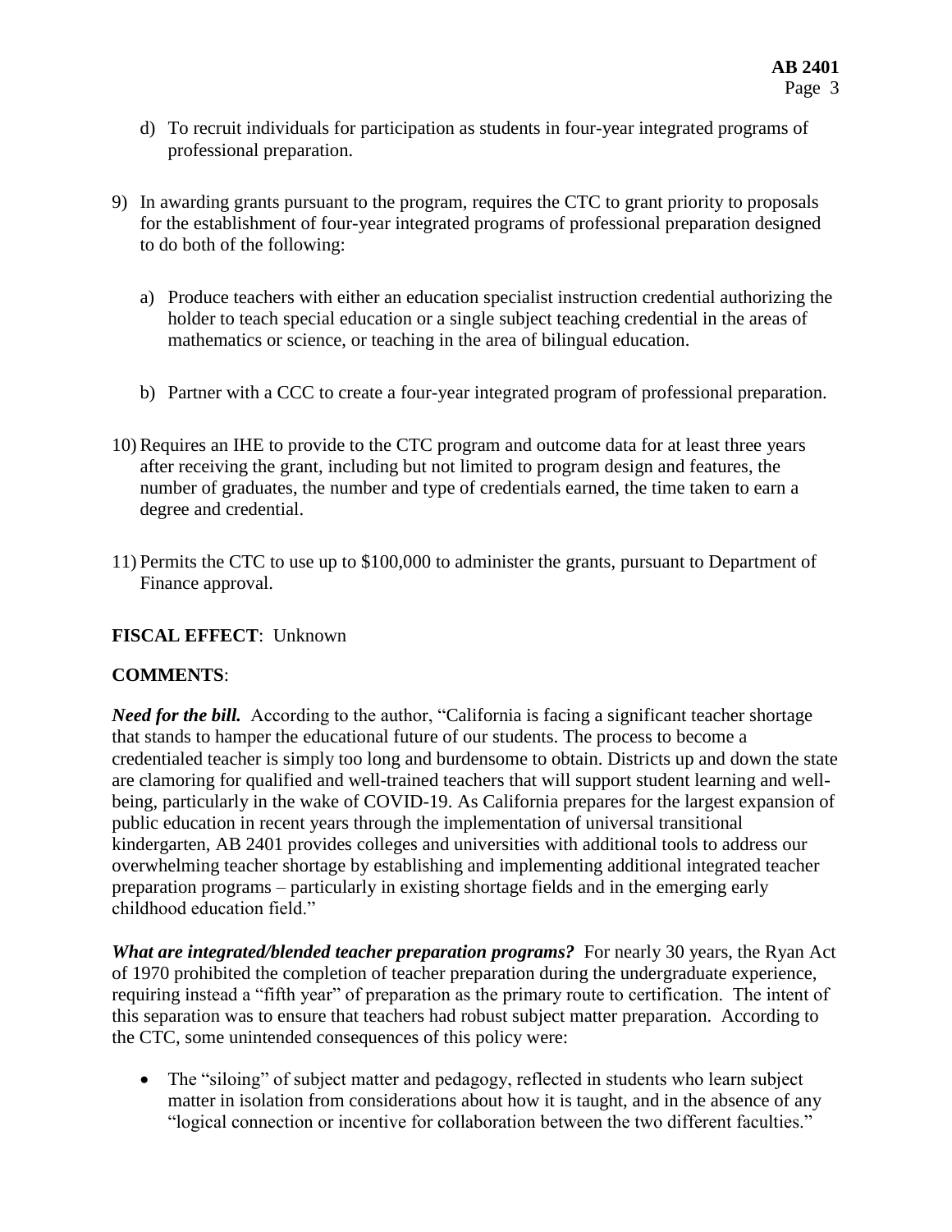d) To recruit individuals for participation as students in four-year integrated programs of professional preparation.

9) In awarding grants pursuant to the program, requires the CTC to grant priority to proposals for the establishment of four-year integrated programs of professional preparation designed to do both of the following:

   a) Produce teachers with either an education specialist instruction credential authorizing the holder to teach special education or a single subject teaching credential in the areas of mathematics or science, or teaching in the area of bilingual education.

   b) Partner with a CCC to create a four-year integrated program of professional preparation.

10) Requires an IHE to provide to the CTC program and outcome data for at least three years after receiving the grant, including but not limited to program design and features, the number of graduates, the number and type of credentials earned, the time taken to earn a degree and credential.

11) Permits the CTC to use up to $100,000 to administer the grants, pursuant to Department of Finance approval.

**FISCAL EFFECT**: Unknown

**COMMENTS**:

***Need for the bill.*** According to the author, "California is facing a significant teacher shortage that stands to hamper the educational future of our students. The process to become a credentialed teacher is simply too long and burdensome to obtain. Districts up and down the state are clamoring for qualified and well-trained teachers that will support student learning and well-being, particularly in the wake of COVID-19. As California prepares for the largest expansion of public education in recent years through the implementation of universal transitional kindergarten, AB 2401 provides colleges and universities with additional tools to address our overwhelming teacher shortage by establishing and implementing additional integrated teacher preparation programs – particularly in existing shortage fields and in the emerging early childhood education field."

***What are integrated/blended teacher preparation programs?*** For nearly 30 years, the Ryan Act of 1970 prohibited the completion of teacher preparation during the undergraduate experience, requiring instead a "fifth year" of preparation as the primary route to certification. The intent of this separation was to ensure that teachers had robust subject matter preparation. According to the CTC, some unintended consequences of this policy were:

- The "siloing" of subject matter and pedagogy, reflected in students who learn subject matter in isolation from considerations about how it is taught, and in the absence of any "logical connection or incentive for collaboration between the two different faculties."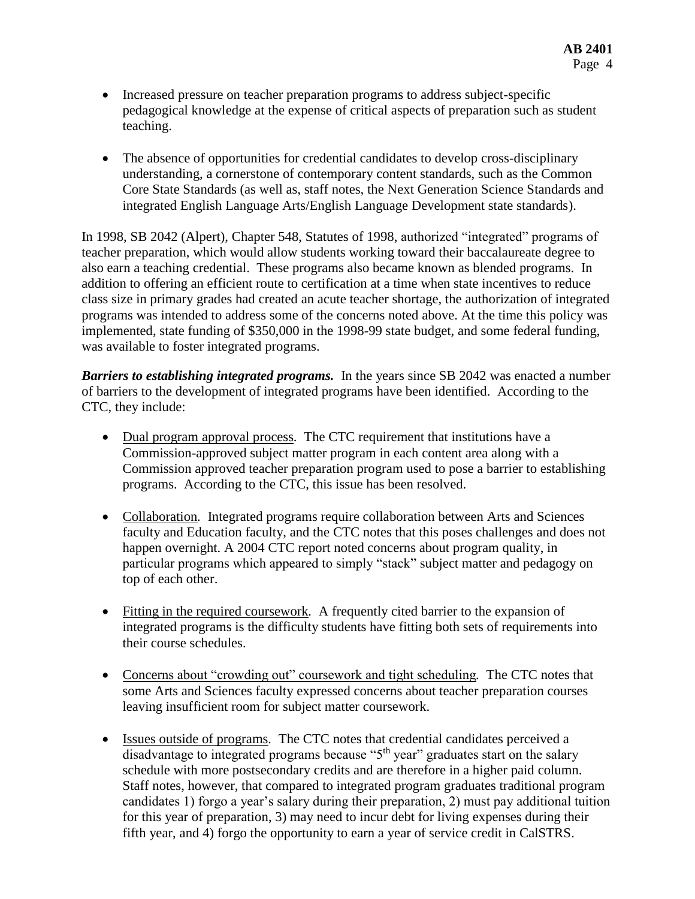- Increased pressure on teacher preparation programs to address subject-specific pedagogical knowledge at the expense of critical aspects of preparation such as student teaching.

- The absence of opportunities for credential candidates to develop cross-disciplinary understanding, a cornerstone of contemporary content standards, such as the Common Core State Standards (as well as, staff notes, the Next Generation Science Standards and integrated English Language Arts/English Language Development state standards).

In 1998, SB 2042 (Alpert), Chapter 548, Statutes of 1998, authorized "integrated" programs of teacher preparation, which would allow students working toward their baccalaureate degree to also earn a teaching credential. These programs also became known as blended programs. In addition to offering an efficient route to certification at a time when state incentives to reduce class size in primary grades had created an acute teacher shortage, the authorization of integrated programs was intended to address some of the concerns noted above. At the time this policy was implemented, state funding of $350,000 in the 1998-99 state budget, and some federal funding, was available to foster integrated programs.

***Barriers to establishing integrated programs.*** In the years since SB 2042 was enacted a number of barriers to the development of integrated programs have been identified. According to the CTC, they include:

- Dual program approval process. The CTC requirement that institutions have a Commission-approved subject matter program in each content area along with a Commission approved teacher preparation program used to pose a barrier to establishing programs. According to the CTC, this issue has been resolved.

- Collaboration. Integrated programs require collaboration between Arts and Sciences faculty and Education faculty, and the CTC notes that this poses challenges and does not happen overnight. A 2004 CTC report noted concerns about program quality, in particular programs which appeared to simply "stack" subject matter and pedagogy on top of each other.

- Fitting in the required coursework. A frequently cited barrier to the expansion of integrated programs is the difficulty students have fitting both sets of requirements into their course schedules.

- Concerns about "crowding out" coursework and tight scheduling. The CTC notes that some Arts and Sciences faculty expressed concerns about teacher preparation courses leaving insufficient room for subject matter coursework.

- Issues outside of programs. The CTC notes that credential candidates perceived a disadvantage to integrated programs because "5th year" graduates start on the salary schedule with more postsecondary credits and are therefore in a higher paid column. Staff notes, however, that compared to integrated program graduates traditional program candidates 1) forgo a year's salary during their preparation, 2) must pay additional tuition for this year of preparation, 3) may need to incur debt for living expenses during their fifth year, and 4) forgo the opportunity to earn a year of service credit in CalSTRS.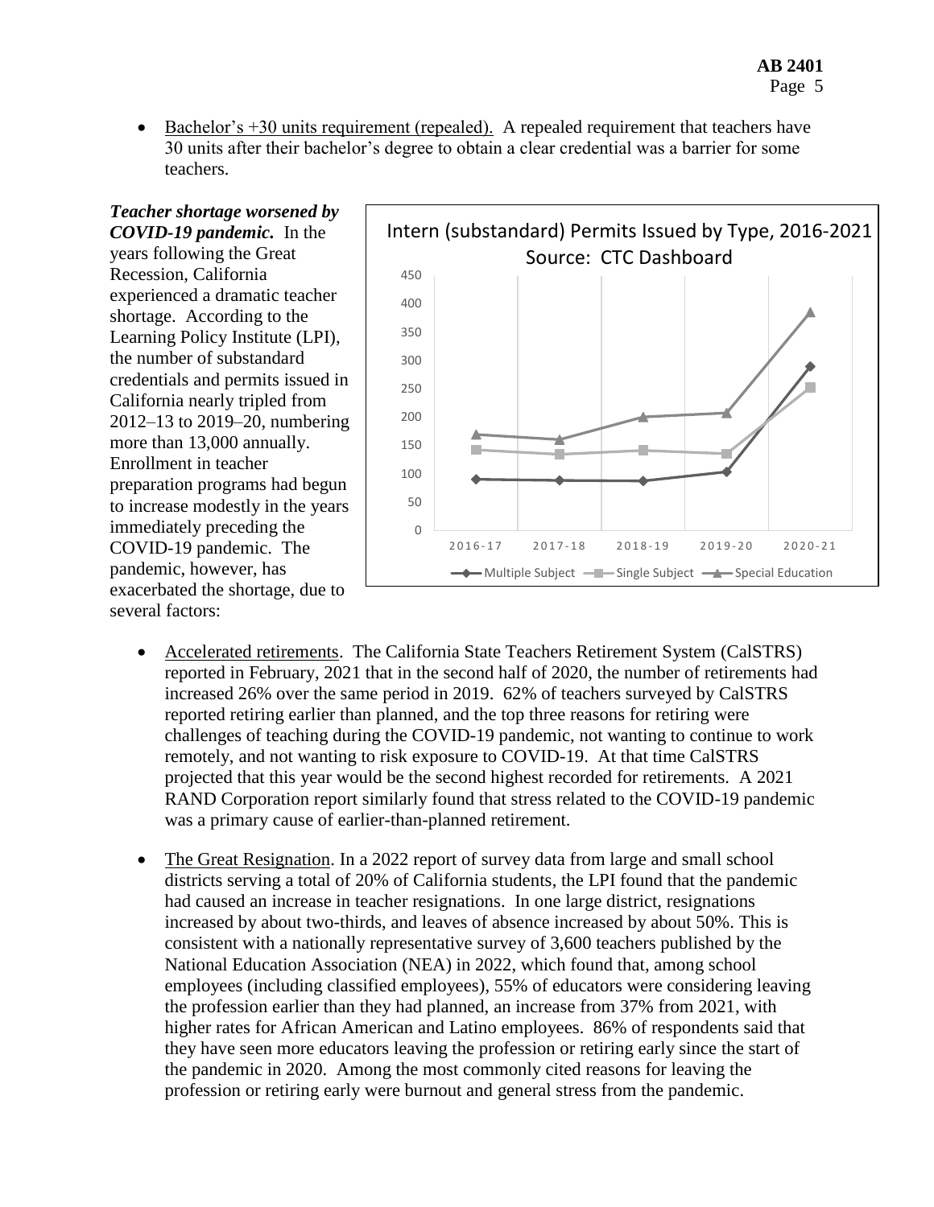- Bachelor's +30 units requirement (repealed). A repealed requirement that teachers have 30 units after their bachelor's degree to obtain a clear credential was a barrier for some teachers.

***Teacher shortage worsened by COVID-19 pandemic.*** In the years following the Great Recession, California experienced a dramatic teacher shortage. According to the Learning Policy Institute (LPI), the number of substandard credentials and permits issued in California nearly tripled from 2012–13 to 2019–20, numbering more than 13,000 annually. Enrollment in teacher preparation programs had begun to increase modestly in the years immediately preceding the COVID-19 pandemic. The pandemic, however, has exacerbated the shortage, due to several factors:

Intern (substandard) Permits Issued by Type, 2016-2021
Source: CTC Dashboard

- Accelerated retirements. The California State Teachers Retirement System (CalSTRS) reported in February, 2021 that in the second half of 2020, the number of retirements had increased 26% over the same period in 2019. 62% of teachers surveyed by CalSTRS reported retiring earlier than planned, and the top three reasons for retiring were challenges of teaching during the COVID-19 pandemic, not wanting to continue to work remotely, and not wanting to risk exposure to COVID-19. At that time CalSTRS projected that this year would be the second highest recorded for retirements. A 2021 RAND Corporation report similarly found that stress related to the COVID-19 pandemic was a primary cause of earlier-than-planned retirement.

- The Great Resignation. In a 2022 report of survey data from large and small school districts serving a total of 20% of California students, the LPI found that the pandemic had caused an increase in teacher resignations. In one large district, resignations increased by about two-thirds, and leaves of absence increased by about 50%. This is consistent with a nationally representative survey of 3,600 teachers published by the National Education Association (NEA) in 2022, which found that, among school employees (including classified employees), 55% of educators were considering leaving the profession earlier than they had planned, an increase from 37% from 2021, with higher rates for African American and Latino employees. 86% of respondents said that they have seen more educators leaving the profession or retiring early since the start of the pandemic in 2020. Among the most commonly cited reasons for leaving the profession or retiring early were burnout and general stress from the pandemic.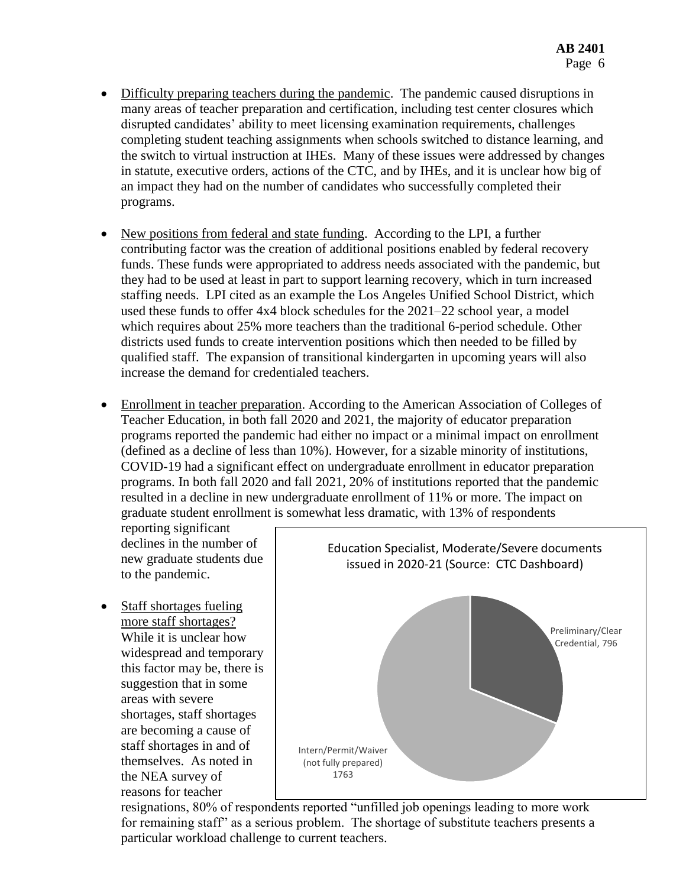- Difficulty preparing teachers during the pandemic. The pandemic caused disruptions in many areas of teacher preparation and certification, including test center closures which disrupted candidates' ability to meet licensing examination requirements, challenges completing student teaching assignments when schools switched to distance learning, and the switch to virtual instruction at IHEs. Many of these issues were addressed by changes in statute, executive orders, actions of the CTC, and by IHEs, and it is unclear how big of an impact they had on the number of candidates who successfully completed their programs.

- New positions from federal and state funding. According to the LPI, a further contributing factor was the creation of additional positions enabled by federal recovery funds. These funds were appropriated to address needs associated with the pandemic, but they had to be used at least in part to support learning recovery, which in turn increased staffing needs. LPI cited as an example the Los Angeles Unified School District, which used these funds to offer 4x4 block schedules for the 2021–22 school year, a model which requires about 25% more teachers than the traditional 6-period schedule. Other districts used funds to create intervention positions which then needed to be filled by qualified staff. The expansion of transitional kindergarten in upcoming years will also increase the demand for credentialed teachers.

- Enrollment in teacher preparation. According to the American Association of Colleges of Teacher Education, in both fall 2020 and 2021, the majority of educator preparation programs reported the pandemic had either no impact or a minimal impact on enrollment (defined as a decline of less than 10%). However, for a sizable minority of institutions, COVID-19 had a significant effect on undergraduate enrollment in educator preparation programs. In both fall 2020 and fall 2021, 20% of institutions reported that the pandemic resulted in a decline in new undergraduate enrollment of 11% or more. The impact on graduate student enrollment is somewhat less dramatic, with 13% of respondents reporting significant declines in the number of new graduate students due to the pandemic.

- Staff shortages fueling more staff shortages? While it is unclear how widespread and temporary this factor may be, there is suggestion that in some areas with severe shortages, staff shortages are becoming a cause of staff shortages in and of themselves. As noted in the NEA survey of reasons for teacher resignations, 80% of respondents reported "unfilled job openings leading to more work for remaining staff" as a serious problem. The shortage of substitute teachers presents a particular workload challenge to current teachers.

Education Specialist, Moderate/Severe documents issued in 2020-21 (Source: CTC Dashboard)

| Document type | Number |
| --- | --- |
| Preliminary/Clear Credential | 796 |
| Intern/Permit/Waiver (not fully prepared) | 1763 |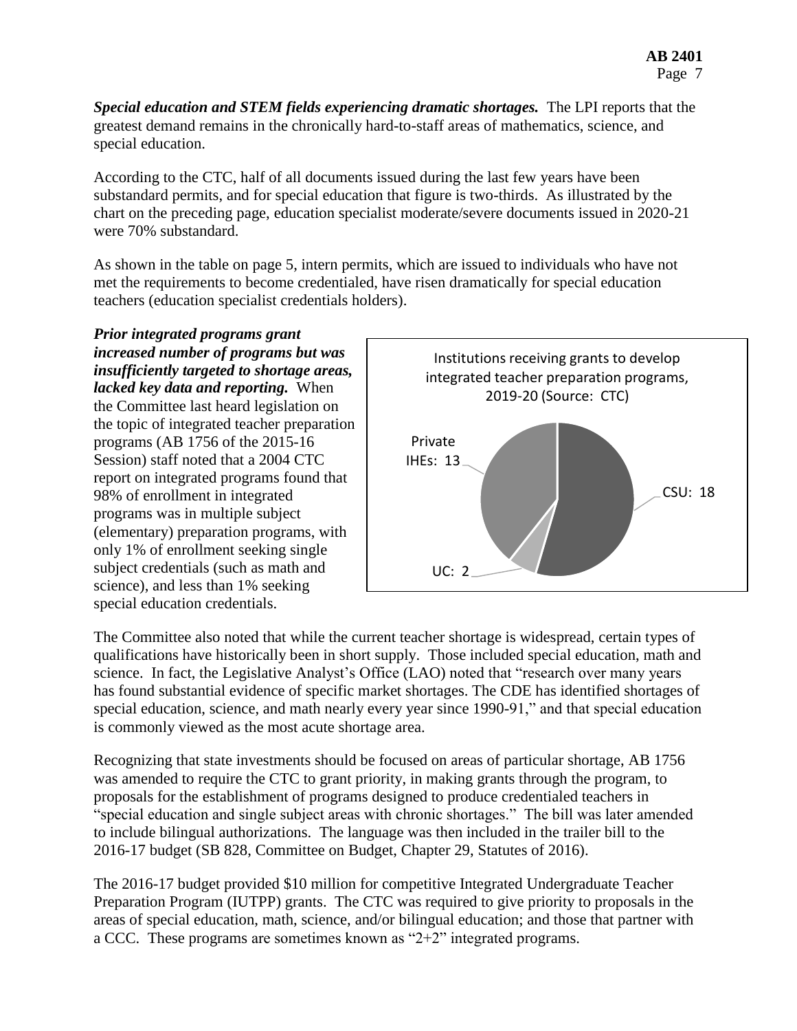***Special education and STEM fields experiencing dramatic shortages.*** The LPI reports that the greatest demand remains in the chronically hard-to-staff areas of mathematics, science, and special education.

According to the CTC, half of all documents issued during the last few years have been substandard permits, and for special education that figure is two-thirds. As illustrated by the chart on the preceding page, education specialist moderate/severe documents issued in 2020-21 were 70% substandard.

As shown in the table on page 5, intern permits, which are issued to individuals who have not met the requirements to become credentialed, have risen dramatically for special education teachers (education specialist credentials holders).

***Prior integrated programs grant increased number of programs but was insufficiently targeted to shortage areas, lacked key data and reporting.*** When the Committee last heard legislation on the topic of integrated teacher preparation programs (AB 1756 of the 2015-16 Session) staff noted that a 2004 CTC report on integrated programs found that 98% of enrollment in integrated programs was in multiple subject (elementary) preparation programs, with only 1% of enrollment seeking single subject credentials (such as math and science), and less than 1% seeking special education credentials.

Institutions receiving grants to develop integrated teacher preparation programs, 2019-20 (Source: CTC)

| Institution | Number |
| --- | --- |
| CSU | 18 |
| UC | 2 |
| Private IHEs | 13 |

The Committee also noted that while the current teacher shortage is widespread, certain types of qualifications have historically been in short supply. Those included special education, math and science. In fact, the Legislative Analyst's Office (LAO) noted that "research over many years has found substantial evidence of specific market shortages. The CDE has identified shortages of special education, science, and math nearly every year since 1990-91," and that special education is commonly viewed as the most acute shortage area.

Recognizing that state investments should be focused on areas of particular shortage, AB 1756 was amended to require the CTC to grant priority, in making grants through the program, to proposals for the establishment of programs designed to produce credentialed teachers in "special education and single subject areas with chronic shortages." The bill was later amended to include bilingual authorizations. The language was then included in the trailer bill to the 2016-17 budget (SB 828, Committee on Budget, Chapter 29, Statutes of 2016).

The 2016-17 budget provided $10 million for competitive Integrated Undergraduate Teacher Preparation Program (IUTPP) grants. The CTC was required to give priority to proposals in the areas of special education, math, science, and/or bilingual education; and those that partner with a CCC. These programs are sometimes known as "2+2" integrated programs.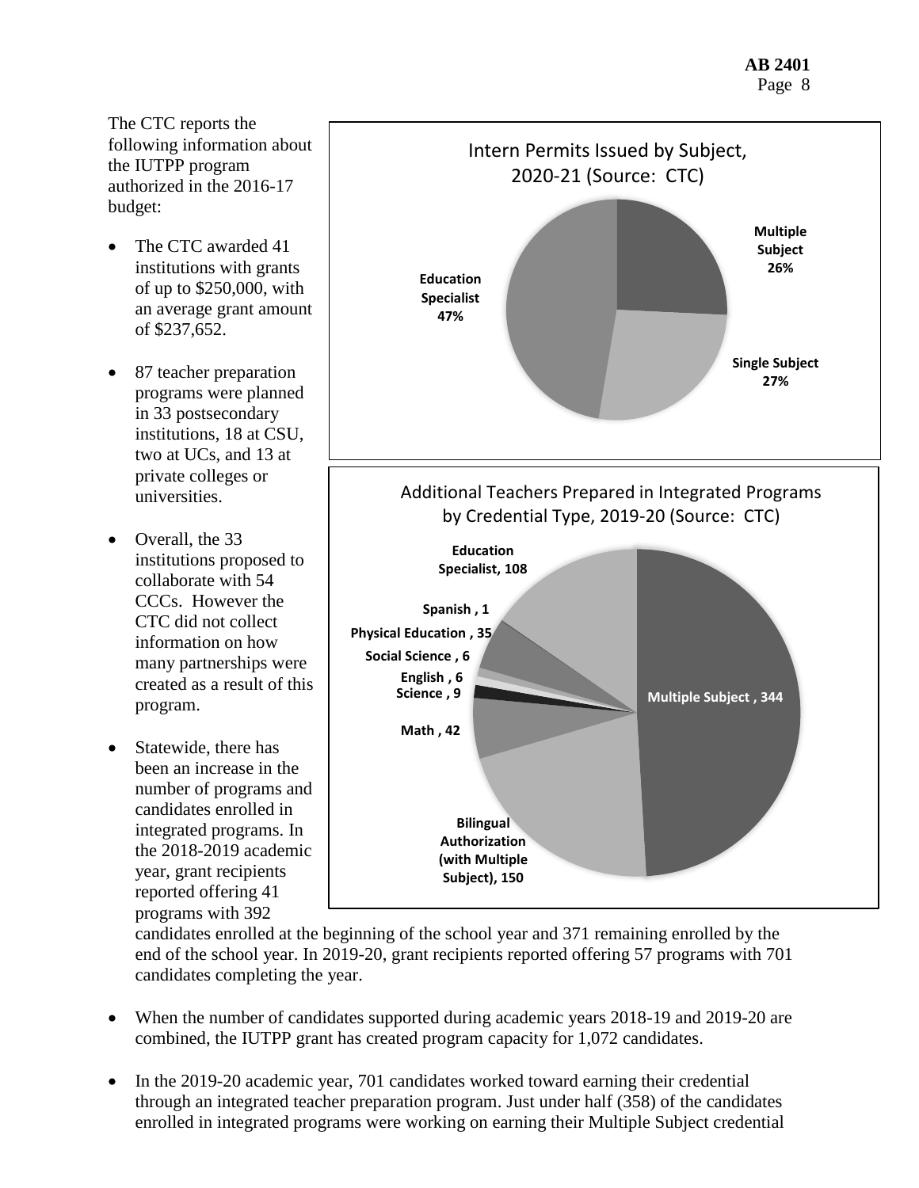The CTC reports the following information about the IUTPP program authorized in the 2016-17 budget:

- The CTC awarded 41 institutions with grants of up to $250,000, with an average grant amount of $237,652.

- 87 teacher preparation programs were planned in 33 postsecondary institutions, 18 at CSU, two at UCs, and 13 at private colleges or universities.

- Overall, the 33 institutions proposed to collaborate with 54 CCCs. However the CTC did not collect information on how many partnerships were created as a result of this program.

- Statewide, there has been an increase in the number of programs and candidates enrolled in integrated programs. In the 2018-2019 academic year, grant recipients reported offering 41 programs with 392 candidates enrolled at the beginning of the school year and 371 remaining enrolled by the end of the school year. In 2019-20, grant recipients reported offering 57 programs with 701 candidates completing the year.

- When the number of candidates supported during academic years 2018-19 and 2019-20 are combined, the IUTPP grant has created program capacity for 1,072 candidates.

- In the 2019-20 academic year, 701 candidates worked toward earning their credential through an integrated teacher preparation program. Just under half (358) of the candidates enrolled in integrated programs were working on earning their Multiple Subject credential

**Intern Permits Issued by Subject, 2020-21 (Source: CTC)**

| Subject | Percent |
|---|---|
| Multiple Subject | 26% |
| Single Subject | 27% |
| Education Specialist | 47% |

**Additional Teachers Prepared in Integrated Programs by Credential Type, 2019-20 (Source: CTC)**

| Credential Type | Number |
|---|---|
| Multiple Subject | 344 |
| Bilingual Authorization (with Multiple Subject) | 150 |
| Math | 42 |
| Science | 9 |
| English | 6 |
| Social Science | 6 |
| Physical Education | 35 |
| Spanish | 1 |
| Education Specialist | 108 |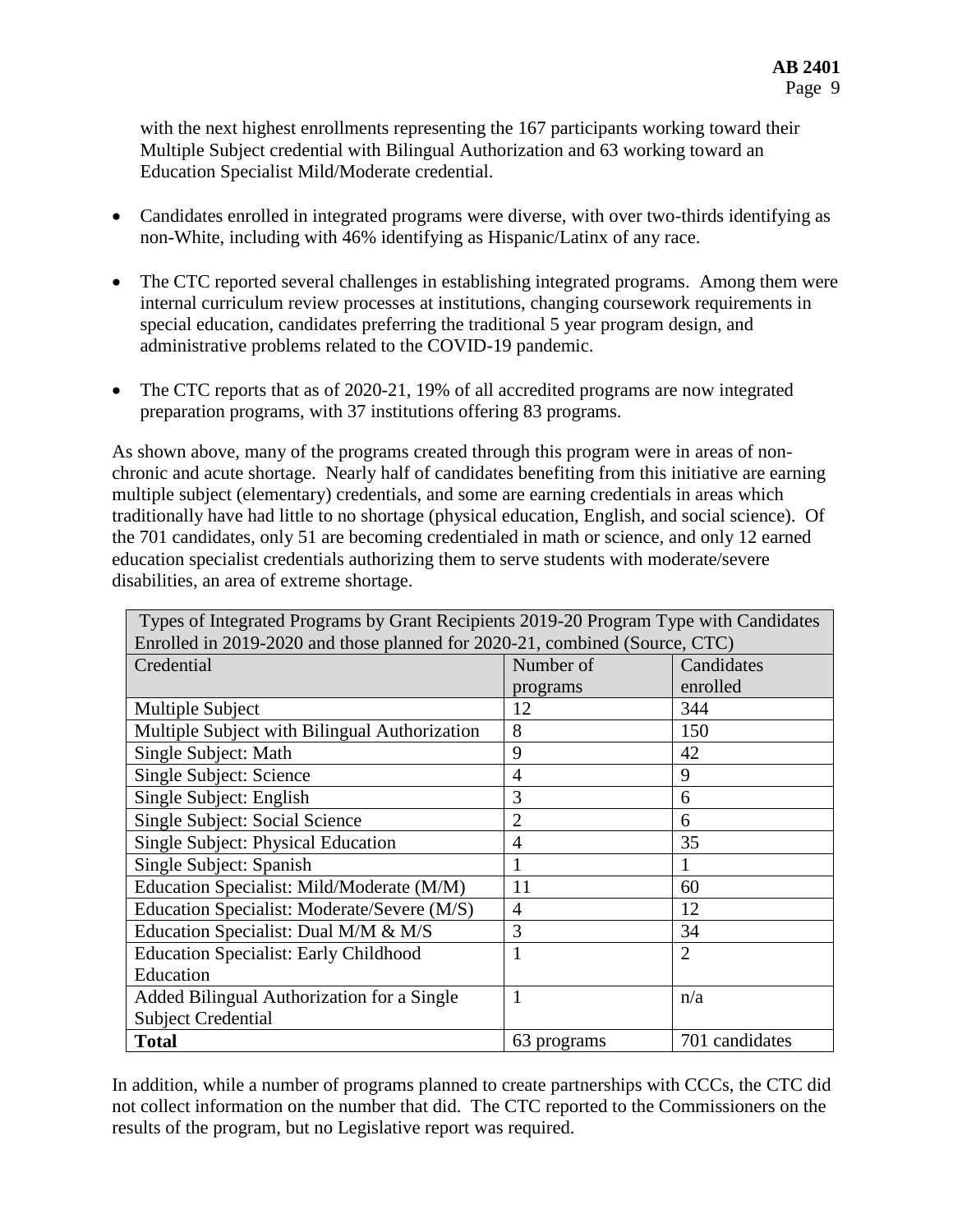with the next highest enrollments representing the 167 participants working toward their Multiple Subject credential with Bilingual Authorization and 63 working toward an Education Specialist Mild/Moderate credential.

- Candidates enrolled in integrated programs were diverse, with over two-thirds identifying as non-White, including with 46% identifying as Hispanic/Latinx of any race.
- The CTC reported several challenges in establishing integrated programs. Among them were internal curriculum review processes at institutions, changing coursework requirements in special education, candidates preferring the traditional 5 year program design, and administrative problems related to the COVID-19 pandemic.
- The CTC reports that as of 2020-21, 19% of all accredited programs are now integrated preparation programs, with 37 institutions offering 83 programs.

As shown above, many of the programs created through this program were in areas of non-chronic and acute shortage. Nearly half of candidates benefiting from this initiative are earning multiple subject (elementary) credentials, and some are earning credentials in areas which traditionally have had little to no shortage (physical education, English, and social science). Of the 701 candidates, only 51 are becoming credentialed in math or science, and only 12 earned education specialist credentials authorizing them to serve students with moderate/severe disabilities, an area of extreme shortage.

| Types of Integrated Programs by Grant Recipients 2019-20 Program Type with Candidates Enrolled in 2019-2020 and those planned for 2020-21, combined (Source, CTC) | | |
|---|---|---|
| Credential | Number of programs | Candidates enrolled |
| Multiple Subject | 12 | 344 |
| Multiple Subject with Bilingual Authorization | 8 | 150 |
| Single Subject: Math | 9 | 42 |
| Single Subject: Science | 4 | 9 |
| Single Subject: English | 3 | 6 |
| Single Subject: Social Science | 2 | 6 |
| Single Subject: Physical Education | 4 | 35 |
| Single Subject: Spanish | 1 | 1 |
| Education Specialist: Mild/Moderate (M/M) | 11 | 60 |
| Education Specialist: Moderate/Severe (M/S) | 4 | 12 |
| Education Specialist: Dual M/M & M/S | 3 | 34 |
| Education Specialist: Early Childhood Education | 1 | 2 |
| Added Bilingual Authorization for a Single Subject Credential | 1 | n/a |
| **Total** | 63 programs | 701 candidates |

In addition, while a number of programs planned to create partnerships with CCCs, the CTC did not collect information on the number that did. The CTC reported to the Commissioners on the results of the program, but no Legislative report was required.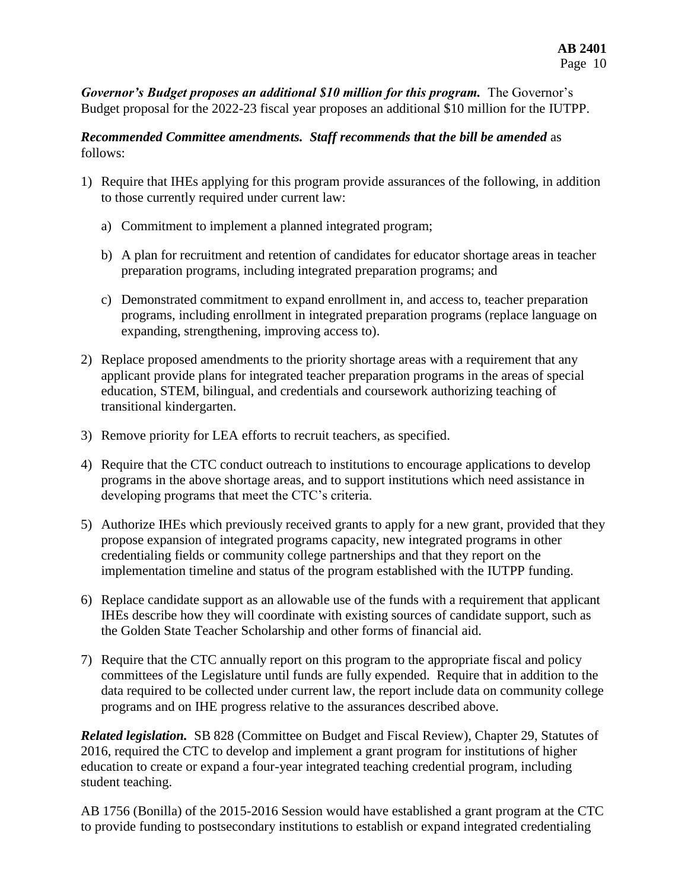***Governor's Budget proposes an additional $10 million for this program.*** The Governor's Budget proposal for the 2022-23 fiscal year proposes an additional $10 million for the IUTPP.

***Recommended Committee amendments. Staff recommends that the bill be amended*** as follows:

1) Require that IHEs applying for this program provide assurances of the following, in addition to those currently required under current law:

   a) Commitment to implement a planned integrated program;

   b) A plan for recruitment and retention of candidates for educator shortage areas in teacher preparation programs, including integrated preparation programs; and

   c) Demonstrated commitment to expand enrollment in, and access to, teacher preparation programs, including enrollment in integrated preparation programs (replace language on expanding, strengthening, improving access to).

2) Replace proposed amendments to the priority shortage areas with a requirement that any applicant provide plans for integrated teacher preparation programs in the areas of special education, STEM, bilingual, and credentials and coursework authorizing teaching of transitional kindergarten.

3) Remove priority for LEA efforts to recruit teachers, as specified.

4) Require that the CTC conduct outreach to institutions to encourage applications to develop programs in the above shortage areas, and to support institutions which need assistance in developing programs that meet the CTC's criteria.

5) Authorize IHEs which previously received grants to apply for a new grant, provided that they propose expansion of integrated programs capacity, new integrated programs in other credentialing fields or community college partnerships and that they report on the implementation timeline and status of the program established with the IUTPP funding.

6) Replace candidate support as an allowable use of the funds with a requirement that applicant IHEs describe how they will coordinate with existing sources of candidate support, such as the Golden State Teacher Scholarship and other forms of financial aid.

7) Require that the CTC annually report on this program to the appropriate fiscal and policy committees of the Legislature until funds are fully expended. Require that in addition to the data required to be collected under current law, the report include data on community college programs and on IHE progress relative to the assurances described above.

***Related legislation.*** SB 828 (Committee on Budget and Fiscal Review), Chapter 29, Statutes of 2016, required the CTC to develop and implement a grant program for institutions of higher education to create or expand a four-year integrated teaching credential program, including student teaching.

AB 1756 (Bonilla) of the 2015-2016 Session would have established a grant program at the CTC to provide funding to postsecondary institutions to establish or expand integrated credentialing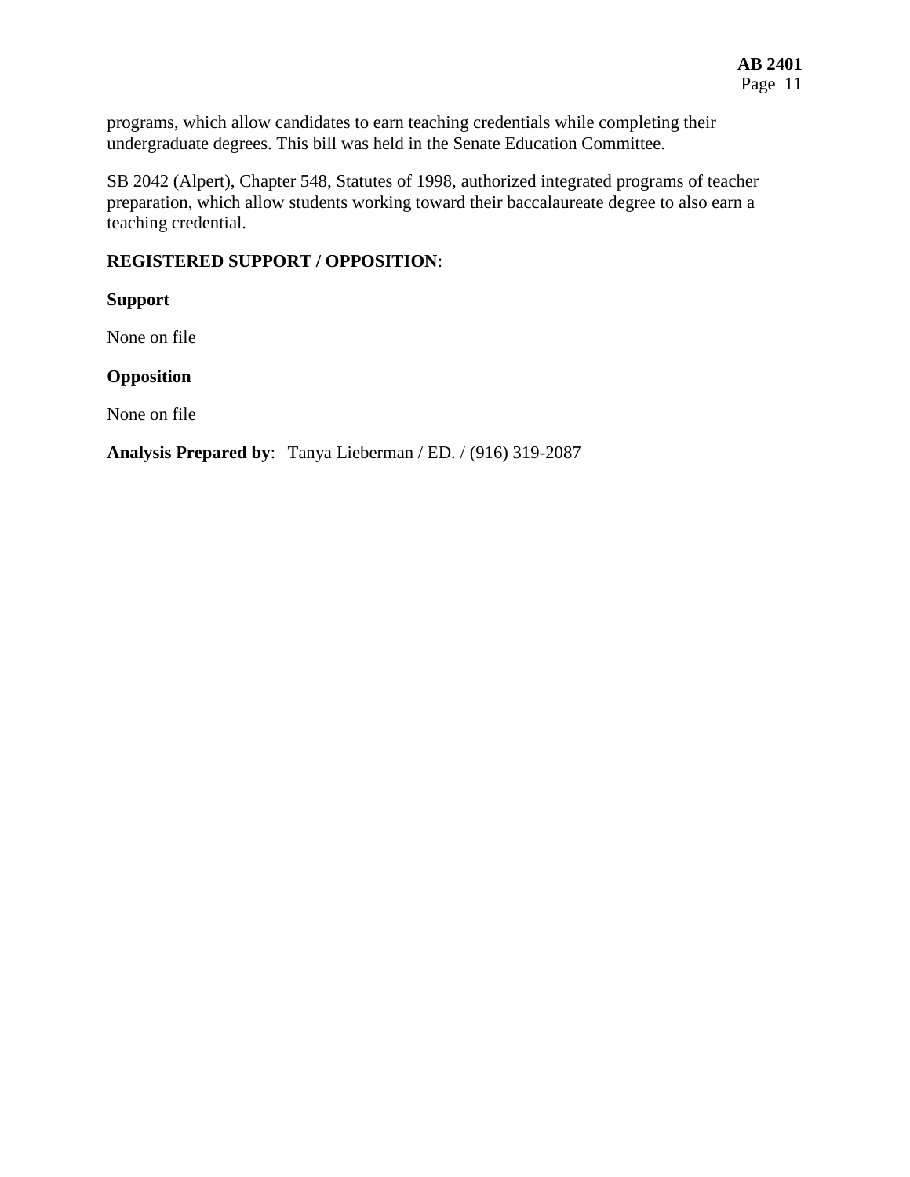programs, which allow candidates to earn teaching credentials while completing their undergraduate degrees. This bill was held in the Senate Education Committee.

SB 2042 (Alpert), Chapter 548, Statutes of 1998, authorized integrated programs of teacher preparation, which allow students working toward their baccalaureate degree to also earn a teaching credential.

**REGISTERED SUPPORT / OPPOSITION**:

**Support**

None on file

**Opposition**

None on file

**Analysis Prepared by**: Tanya Lieberman / ED. / (916) 319-2087